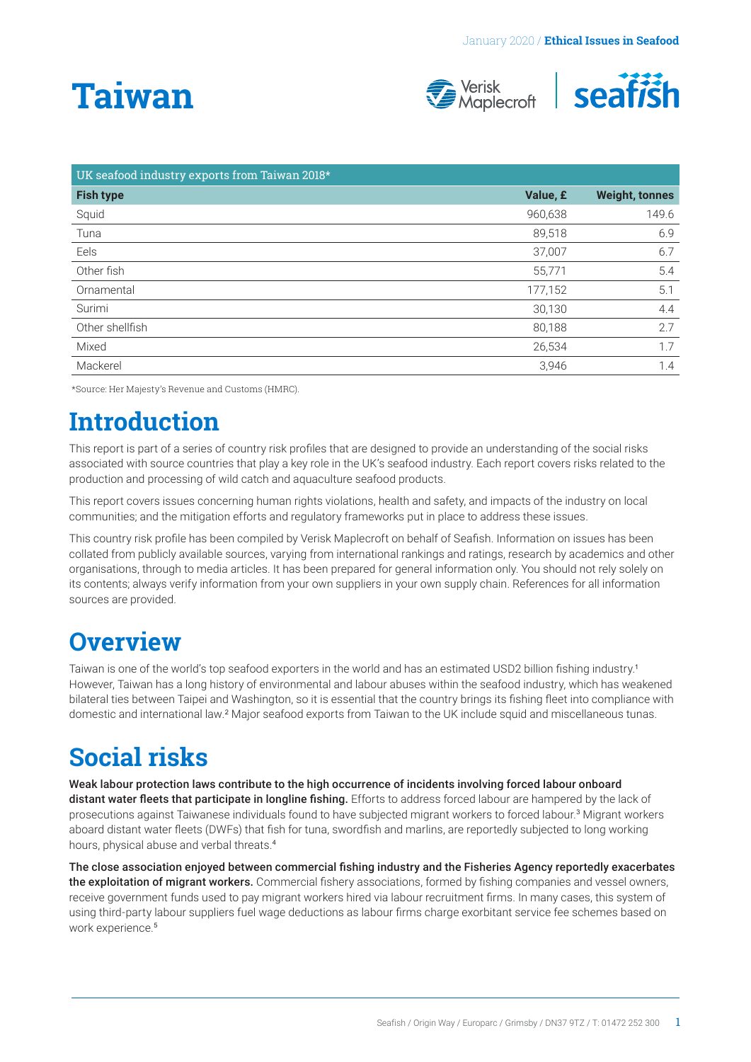# Taiwan

| UK seafood industry exports from Taiwan 2018* | | |
|---|---|---|
| **Fish type** | **Value, £** | **Weight, tonnes** |
| Squid | 960,638 | 149.6 |
| Tuna | 89,518 | 6.9 |
| Eels | 37,007 | 6.7 |
| Other fish | 55,771 | 5.4 |
| Ornamental | 177,152 | 5.1 |
| Surimi | 30,130 | 4.4 |
| Other shellfish | 80,188 | 2.7 |
| Mixed | 26,534 | 1.7 |
| Mackerel | 3,946 | 1.4 |

*Source: Her Majesty's Revenue and Customs (HMRC).

## Introduction

This report is part of a series of country risk profiles that are designed to provide an understanding of the social risks associated with source countries that play a key role in the UK's seafood industry. Each report covers risks related to the production and processing of wild catch and aquaculture seafood products.

This report covers issues concerning human rights violations, health and safety, and impacts of the industry on local communities; and the mitigation efforts and regulatory frameworks put in place to address these issues.

This country risk profile has been compiled by Verisk Maplecroft on behalf of Seafish. Information on issues has been collated from publicly available sources, varying from international rankings and ratings, research by academics and other organisations, through to media articles. It has been prepared for general information only. You should not rely solely on its contents; always verify information from your own suppliers in your own supply chain. References for all information sources are provided.

## Overview

Taiwan is one of the world's top seafood exporters in the world and has an estimated USD2 billion fishing industry.[1] However, Taiwan has a long history of environmental and labour abuses within the seafood industry, which has weakened bilateral ties between Taipei and Washington, so it is essential that the country brings its fishing fleet into compliance with domestic and international law.[2] Major seafood exports from Taiwan to the UK include squid and miscellaneous tunas.

## Social risks

**Weak labour protection laws contribute to the high occurrence of incidents involving forced labour onboard distant water fleets that participate in longline fishing.** Efforts to address forced labour are hampered by the lack of prosecutions against Taiwanese individuals found to have subjected migrant workers to forced labour.[3] Migrant workers aboard distant water fleets (DWFs) that fish for tuna, swordfish and marlins, are reportedly subjected to long working hours, physical abuse and verbal threats.[4]

**The close association enjoyed between commercial fishing industry and the Fisheries Agency reportedly exacerbates the exploitation of migrant workers.** Commercial fishery associations, formed by fishing companies and vessel owners, receive government funds used to pay migrant workers hired via labour recruitment firms. In many cases, this system of using third-party labour suppliers fuel wage deductions as labour firms charge exorbitant service fee schemes based on work experience.[5]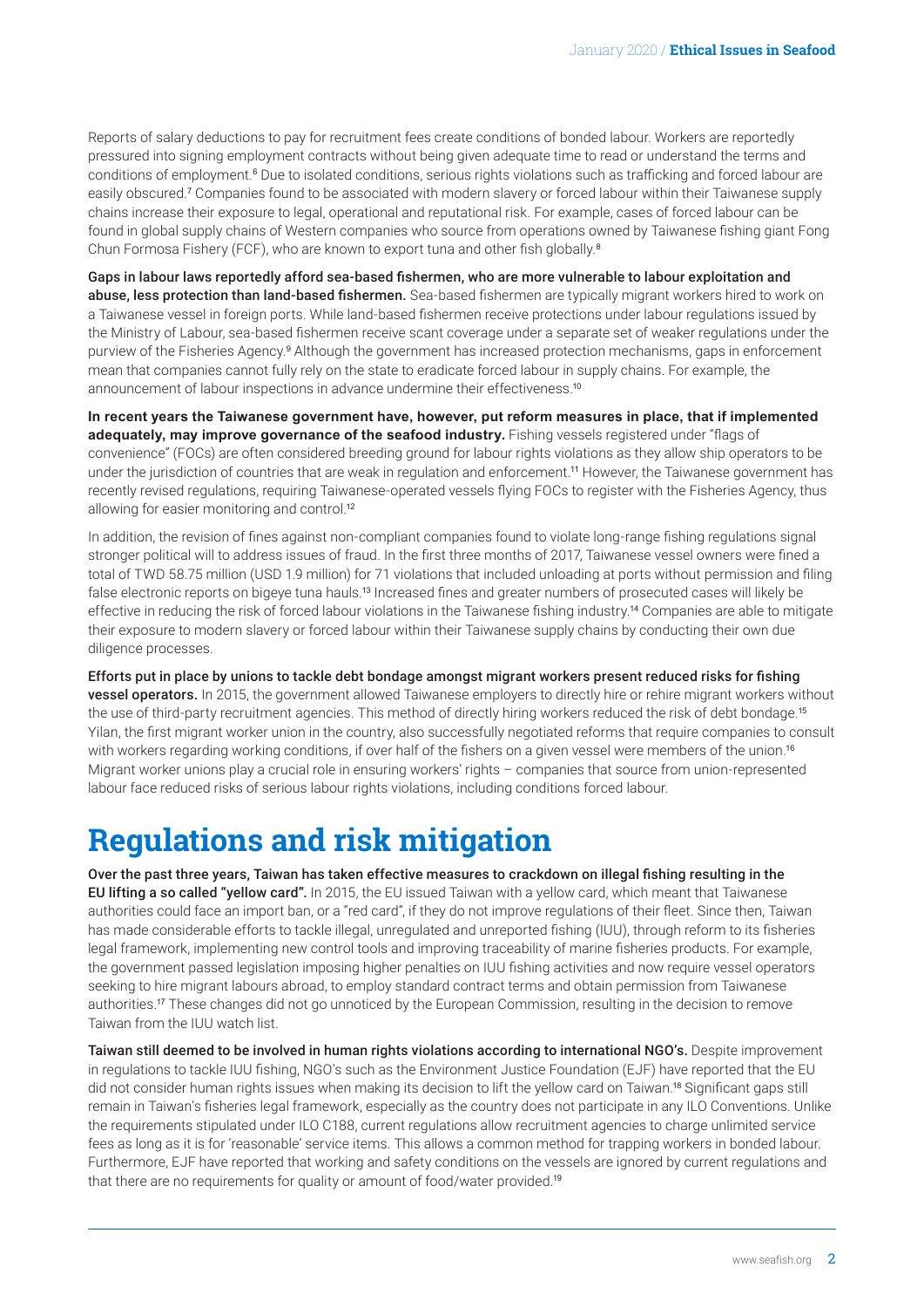Reports of salary deductions to pay for recruitment fees create conditions of bonded labour. Workers are reportedly pressured into signing employment contracts without being given adequate time to read or understand the terms and conditions of employment.[6] Due to isolated conditions, serious rights violations such as trafficking and forced labour are easily obscured.[7] Companies found to be associated with modern slavery or forced labour within their Taiwanese supply chains increase their exposure to legal, operational and reputational risk. For example, cases of forced labour can be found in global supply chains of Western companies who source from operations owned by Taiwanese fishing giant Fong Chun Formosa Fishery (FCF), who are known to export tuna and other fish globally.[8]

**Gaps in labour laws reportedly afford sea-based fishermen, who are more vulnerable to labour exploitation and abuse, less protection than land-based fishermen.** Sea-based fishermen are typically migrant workers hired to work on a Taiwanese vessel in foreign ports. While land-based fishermen receive protections under labour regulations issued by the Ministry of Labour, sea-based fishermen receive scant coverage under a separate set of weaker regulations under the purview of the Fisheries Agency.[9] Although the government has increased protection mechanisms, gaps in enforcement mean that companies cannot fully rely on the state to eradicate forced labour in supply chains. For example, the announcement of labour inspections in advance undermine their effectiveness.[10]

**In recent years the Taiwanese government have, however, put reform measures in place, that if implemented adequately, may improve governance of the seafood industry.** Fishing vessels registered under "flags of convenience" (FOCs) are often considered breeding ground for labour rights violations as they allow ship operators to be under the jurisdiction of countries that are weak in regulation and enforcement.[11] However, the Taiwanese government has recently revised regulations, requiring Taiwanese-operated vessels flying FOCs to register with the Fisheries Agency, thus allowing for easier monitoring and control.[12]

In addition, the revision of fines against non-compliant companies found to violate long-range fishing regulations signal stronger political will to address issues of fraud. In the first three months of 2017, Taiwanese vessel owners were fined a total of TWD 58.75 million (USD 1.9 million) for 71 violations that included unloading at ports without permission and filing false electronic reports on bigeye tuna hauls.[13] Increased fines and greater numbers of prosecuted cases will likely be effective in reducing the risk of forced labour violations in the Taiwanese fishing industry.[14] Companies are able to mitigate their exposure to modern slavery or forced labour within their Taiwanese supply chains by conducting their own due diligence processes.

**Efforts put in place by unions to tackle debt bondage amongst migrant workers present reduced risks for fishing vessel operators.** In 2015, the government allowed Taiwanese employers to directly hire or rehire migrant workers without the use of third-party recruitment agencies. This method of directly hiring workers reduced the risk of debt bondage.[15] Yilan, the first migrant worker union in the country, also successfully negotiated reforms that require companies to consult with workers regarding working conditions, if over half of the fishers on a given vessel were members of the union.[16] Migrant worker unions play a crucial role in ensuring workers' rights – companies that source from union-represented labour face reduced risks of serious labour rights violations, including conditions forced labour.

# Regulations and risk mitigation

**Over the past three years, Taiwan has taken effective measures to crackdown on illegal fishing resulting in the EU lifting a so called "yellow card".** In 2015, the EU issued Taiwan with a yellow card, which meant that Taiwanese authorities could face an import ban, or a "red card", if they do not improve regulations of their fleet. Since then, Taiwan has made considerable efforts to tackle illegal, unregulated and unreported fishing (IUU), through reform to its fisheries legal framework, implementing new control tools and improving traceability of marine fisheries products. For example, the government passed legislation imposing higher penalties on IUU fishing activities and now require vessel operators seeking to hire migrant labours abroad, to employ standard contract terms and obtain permission from Taiwanese authorities.[17] These changes did not go unnoticed by the European Commission, resulting in the decision to remove Taiwan from the IUU watch list.

**Taiwan still deemed to be involved in human rights violations according to international NGO's.** Despite improvement in regulations to tackle IUU fishing, NGO's such as the Environment Justice Foundation (EJF) have reported that the EU did not consider human rights issues when making its decision to lift the yellow card on Taiwan.[18] Significant gaps still remain in Taiwan's fisheries legal framework, especially as the country does not participate in any ILO Conventions. Unlike the requirements stipulated under ILO C188, current regulations allow recruitment agencies to charge unlimited service fees as long as it is for 'reasonable' service items. This allows a common method for trapping workers in bonded labour. Furthermore, EJF have reported that working and safety conditions on the vessels are ignored by current regulations and that there are no requirements for quality or amount of food/water provided.[19]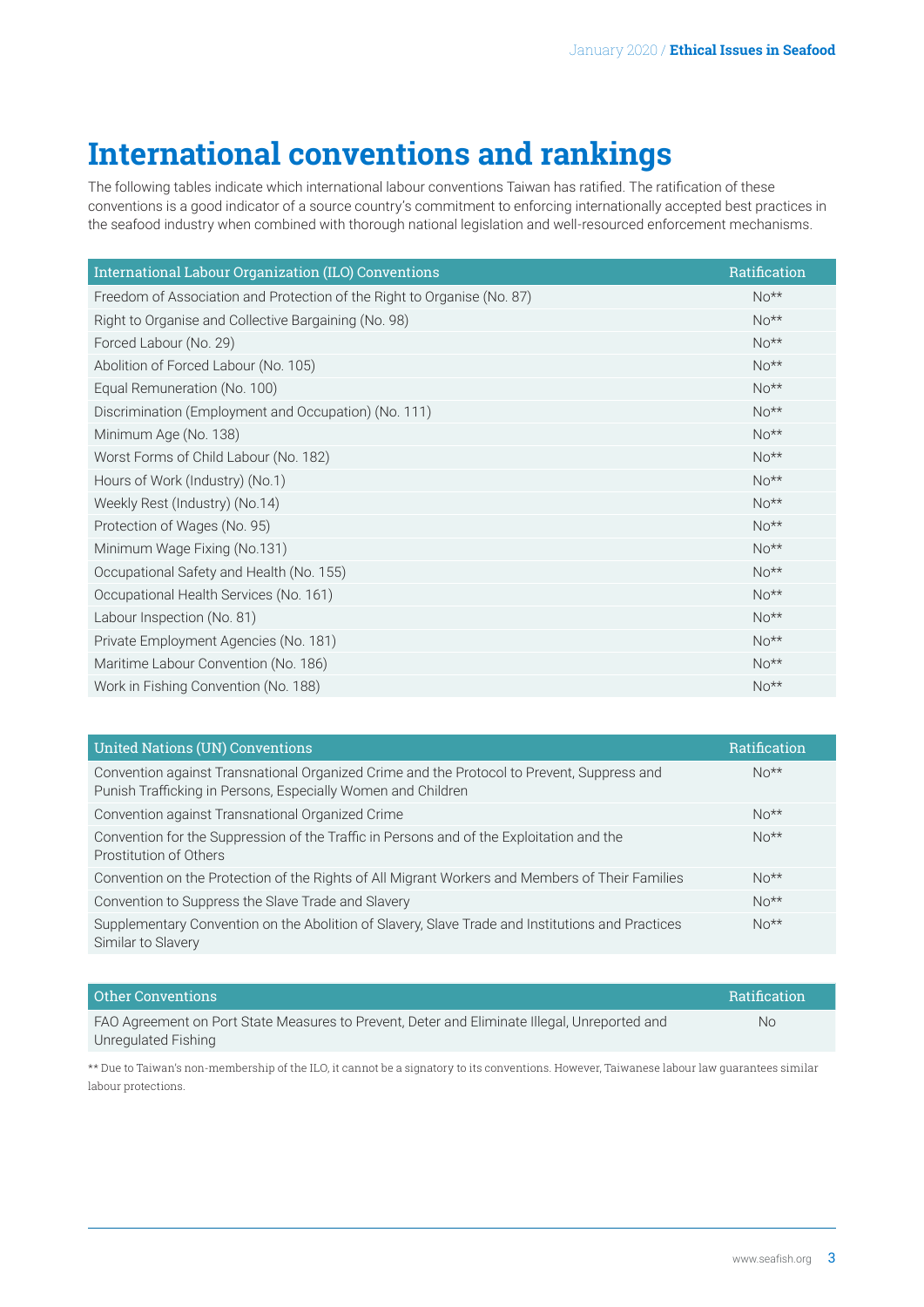# International conventions and rankings

The following tables indicate which international labour conventions Taiwan has ratified. The ratification of these conventions is a good indicator of a source country's commitment to enforcing internationally accepted best practices in the seafood industry when combined with thorough national legislation and well-resourced enforcement mechanisms.

| International Labour Organization (ILO) Conventions | Ratification |
|---|---|
| Freedom of Association and Protection of the Right to Organise (No. 87) | No** |
| Right to Organise and Collective Bargaining (No. 98) | No** |
| Forced Labour (No. 29) | No** |
| Abolition of Forced Labour (No. 105) | No** |
| Equal Remuneration (No. 100) | No** |
| Discrimination (Employment and Occupation) (No. 111) | No** |
| Minimum Age (No. 138) | No** |
| Worst Forms of Child Labour (No. 182) | No** |
| Hours of Work (Industry) (No.1) | No** |
| Weekly Rest (Industry) (No.14) | No** |
| Protection of Wages (No. 95) | No** |
| Minimum Wage Fixing (No.131) | No** |
| Occupational Safety and Health (No. 155) | No** |
| Occupational Health Services (No. 161) | No** |
| Labour Inspection (No. 81) | No** |
| Private Employment Agencies (No. 181) | No** |
| Maritime Labour Convention (No. 186) | No** |
| Work in Fishing Convention (No. 188) | No** |

| United Nations (UN) Conventions | Ratification |
|---|---|
| Convention against Transnational Organized Crime and the Protocol to Prevent, Suppress and Punish Trafficking in Persons, Especially Women and Children | No** |
| Convention against Transnational Organized Crime | No** |
| Convention for the Suppression of the Traffic in Persons and of the Exploitation and the Prostitution of Others | No** |
| Convention on the Protection of the Rights of All Migrant Workers and Members of Their Families | No** |
| Convention to Suppress the Slave Trade and Slavery | No** |
| Supplementary Convention on the Abolition of Slavery, Slave Trade and Institutions and Practices Similar to Slavery | No** |

| Other Conventions | Ratification |
|---|---|
| FAO Agreement on Port State Measures to Prevent, Deter and Eliminate Illegal, Unreported and Unregulated Fishing | No |

** Due to Taiwan's non-membership of the ILO, it cannot be a signatory to its conventions. However, Taiwanese labour law guarantees similar labour protections.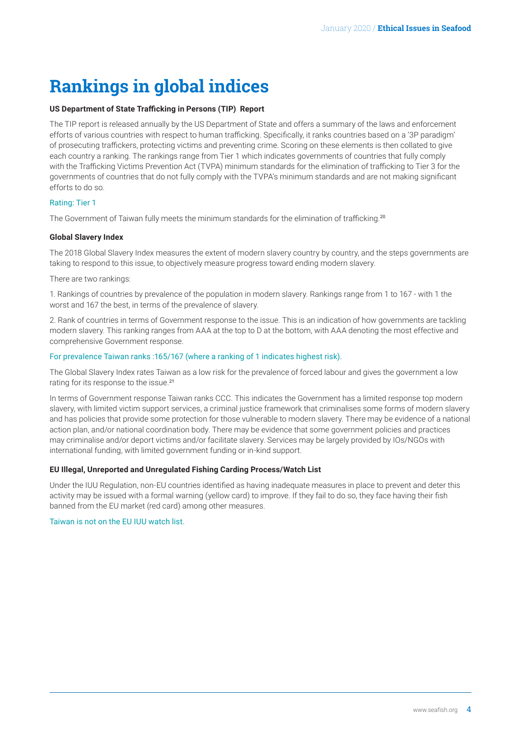# Rankings in global indices

**US Department of State Trafficking in Persons (TIP) Report**

The TIP report is released annually by the US Department of State and offers a summary of the laws and enforcement efforts of various countries with respect to human trafficking. Specifically, it ranks countries based on a '3P paradigm' of prosecuting traffickers, protecting victims and preventing crime. Scoring on these elements is then collated to give each country a ranking. The rankings range from Tier 1 which indicates governments of countries that fully comply with the Trafficking Victims Prevention Act (TVPA) minimum standards for the elimination of trafficking to Tier 3 for the governments of countries that do not fully comply with the TVPA's minimum standards and are not making significant efforts to do so.

Rating: Tier 1

The Government of Taiwan fully meets the minimum standards for the elimination of trafficking.[20]

**Global Slavery Index**

The 2018 Global Slavery Index measures the extent of modern slavery country by country, and the steps governments are taking to respond to this issue, to objectively measure progress toward ending modern slavery.

There are two rankings:

1. Rankings of countries by prevalence of the population in modern slavery. Rankings range from 1 to 167 - with 1 the worst and 167 the best, in terms of the prevalence of slavery.

2. Rank of countries in terms of Government response to the issue. This is an indication of how governments are tackling modern slavery. This ranking ranges from AAA at the top to D at the bottom, with AAA denoting the most effective and comprehensive Government response.

For prevalence Taiwan ranks :165/167 (where a ranking of 1 indicates highest risk).

The Global Slavery Index rates Taiwan as a low risk for the prevalence of forced labour and gives the government a low rating for its response to the issue.[21]

In terms of Government response Taiwan ranks CCC. This indicates the Government has a limited response top modern slavery, with limited victim support services, a criminal justice framework that criminalises some forms of modern slavery and has policies that provide some protection for those vulnerable to modern slavery. There may be evidence of a national action plan, and/or national coordination body. There may be evidence that some government policies and practices may criminalise and/or deport victims and/or facilitate slavery. Services may be largely provided by IOs/NGOs with international funding, with limited government funding or in-kind support.

**EU Illegal, Unreported and Unregulated Fishing Carding Process/Watch List**

Under the IUU Regulation, non-EU countries identified as having inadequate measures in place to prevent and deter this activity may be issued with a formal warning (yellow card) to improve. If they fail to do so, they face having their fish banned from the EU market (red card) among other measures.

Taiwan is not on the EU IUU watch list.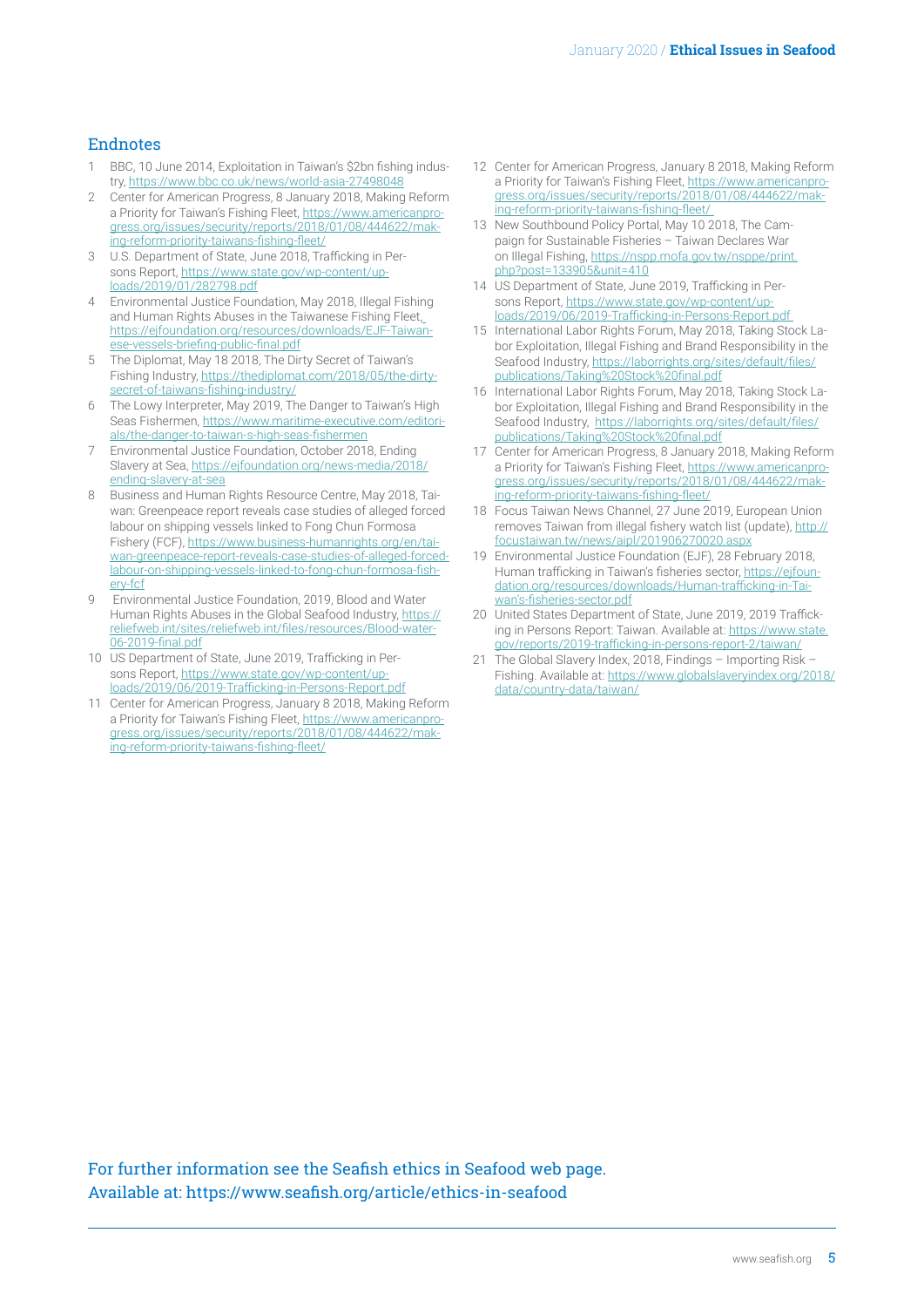## Endnotes

1. BBC, 10 June 2014, Exploitation in Taiwan's $2bn fishing industry, https://www.bbc.co.uk/news/world-asia-27498048
2. Center for American Progress, 8 January 2018, Making Reform a Priority for Taiwan's Fishing Fleet, https://www.americanprogress.org/issues/security/reports/2018/01/08/444622/making-reform-priority-taiwans-fishing-fleet/
3. U.S. Department of State, June 2018, Trafficking in Persons Report, https://www.state.gov/wp-content/uploads/2019/01/282798.pdf
4. Environmental Justice Foundation, May 2018, Illegal Fishing and Human Rights Abuses in the Taiwanese Fishing Fleet, https://ejfoundation.org/resources/downloads/EJF-Taiwanese-vessels-briefing-public-final.pdf
5. The Diplomat, May 18 2018, The Dirty Secret of Taiwan's Fishing Industry, https://thediplomat.com/2018/05/the-dirty-secret-of-taiwans-fishing-industry/
6. The Lowy Interpreter, May 2019, The Danger to Taiwan's High Seas Fishermen, https://www.maritime-executive.com/editorials/the-danger-to-taiwan-s-high-seas-fishermen
7. Environmental Justice Foundation, October 2018, Ending Slavery at Sea, https://ejfoundation.org/news-media/2018/ending-slavery-at-sea
8. Business and Human Rights Resource Centre, May 2018, Taiwan: Greenpeace report reveals case studies of alleged forced labour on shipping vessels linked to Fong Chun Formosa Fishery (FCF), https://www.business-humanrights.org/en/taiwan-greenpeace-report-reveals-case-studies-of-alleged-forced-labour-on-shipping-vessels-linked-to-fong-chun-formosa-fishery-fcf
9. Environmental Justice Foundation, 2019, Blood and Water Human Rights Abuses in the Global Seafood Industry, https://reliefweb.int/sites/reliefweb.int/files/resources/Blood-water-06-2019-final.pdf
10. US Department of State, June 2019, Trafficking in Persons Report, https://www.state.gov/wp-content/uploads/2019/06/2019-Trafficking-in-Persons-Report.pdf
11. Center for American Progress, January 8 2018, Making Reform a Priority for Taiwan's Fishing Fleet, https://www.americanprogress.org/issues/security/reports/2018/01/08/444622/making-reform-priority-taiwans-fishing-fleet/
12. Center for American Progress, January 8 2018, Making Reform a Priority for Taiwan's Fishing Fleet, https://www.americanprogress.org/issues/security/reports/2018/01/08/444622/making-reform-priority-taiwans-fishing-fleet/
13. New Southbound Policy Portal, May 10 2018, The Campaign for Sustainable Fisheries – Taiwan Declares War on Illegal Fishing, https://nspp.mofa.gov.tw/nsppe/print.php?post=133905&unit=410
14. US Department of State, June 2019, Trafficking in Persons Report, https://www.state.gov/wp-content/uploads/2019/06/2019-Trafficking-in-Persons-Report.pdf
15. International Labor Rights Forum, May 2018, Taking Stock Labor Exploitation, Illegal Fishing and Brand Responsibility in the Seafood Industry, https://laborrights.org/sites/default/files/publications/Taking%20Stock%20final.pdf
16. International Labor Rights Forum, May 2018, Taking Stock Labor Exploitation, Illegal Fishing and Brand Responsibility in the Seafood Industry, https://laborrights.org/sites/default/files/publications/Taking%20Stock%20final.pdf
17. Center for American Progress, 8 January 2018, Making Reform a Priority for Taiwan's Fishing Fleet, https://www.americanprogress.org/issues/security/reports/2018/01/08/444622/making-reform-priority-taiwans-fishing-fleet/
18. Focus Taiwan News Channel, 27 June 2019, European Union removes Taiwan from illegal fishery watch list (update), http://focustaiwan.tw/news/aipl/201906270020.aspx
19. Environmental Justice Foundation (EJF), 28 February 2018, Human trafficking in Taiwan's fisheries sector, https://ejfoundation.org/resources/downloads/Human-trafficking-in-Taiwan's-fisheries-sector.pdf
20. United States Department of State, June 2019, 2019 Trafficking in Persons Report: Taiwan. Available at: https://www.state.gov/reports/2019-trafficking-in-persons-report-2/taiwan/
21. The Global Slavery Index, 2018, Findings – Importing Risk – Fishing. Available at: https://www.globalslaveryindex.org/2018/data/country-data/taiwan/

For further information see the Seafish ethics in Seafood web page.
Available at: https://www.seafish.org/article/ethics-in-seafood